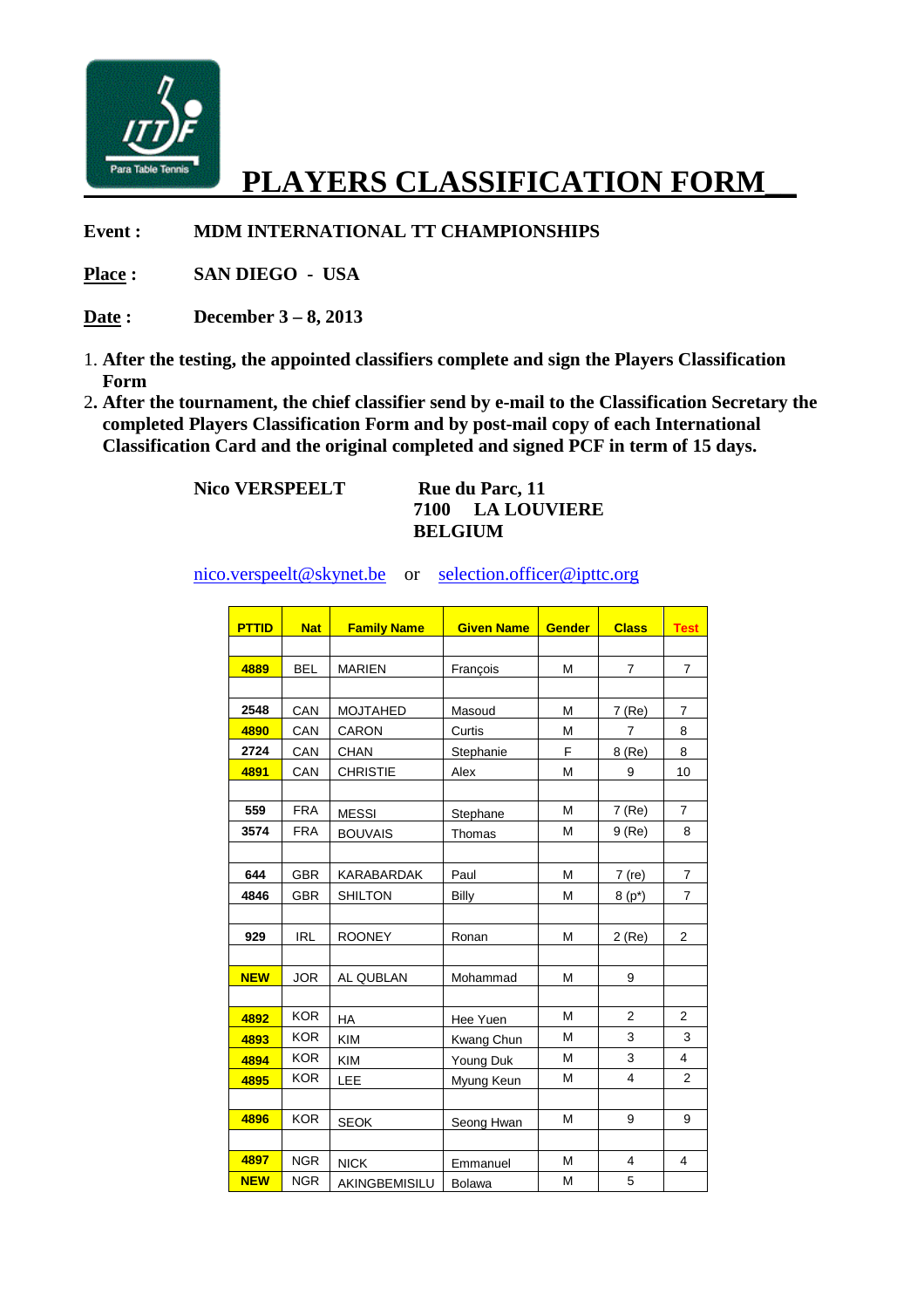# PLAYERS CLASSIFICATION FORM

**Event :** **MDM INTERNATIONAL TT CHAMPIONSHIPS**

**Place :** **SAN DIEGO - USA**

**Date :** **December 3 – 8, 2013**

1. **After the testing, the appointed classifiers complete and sign the Players Classification Form**
2. **After the tournament, the chief classifier send by e-mail to the Classification Secretary the completed Players Classification Form and by post-mail copy of each International Classification Card and the original completed and signed PCF in term of 15 days.**

**Nico VERSPEELT**

**Rue du Parc, 11**
**7100 LA LOUVIERE**
**BELGIUM**

nico.verspeelt@skynet.be or selection.officer@ipttc.org

| PTTID | Nat | Family Name | Given Name | Gender | Class | Test |
|---|---|---|---|---|---|---|
| | | | | | | |
| 4889 | BEL | MARIEN | François | M | 7 | 7 |
| | | | | | | |
| 2548 | CAN | MOJTAHED | Masoud | M | 7 (Re) | 7 |
| 4890 | CAN | CARON | Curtis | M | 7 | 8 |
| 2724 | CAN | CHAN | Stephanie | F | 8 (Re) | 8 |
| 4891 | CAN | CHRISTIE | Alex | M | 9 | 10 |
| | | | | | | |
| 559 | FRA | MESSI | Stephane | M | 7 (Re) | 7 |
| 3574 | FRA | BOUVAIS | Thomas | M | 9 (Re) | 8 |
| | | | | | | |
| 644 | GBR | KARABARDAK | Paul | M | 7 (re) | 7 |
| 4846 | GBR | SHILTON | Billy | M | 8 (p*) | 7 |
| | | | | | | |
| 929 | IRL | ROONEY | Ronan | M | 2 (Re) | 2 |
| | | | | | | |
| NEW | JOR | AL QUBLAN | Mohammad | M | 9 | |
| | | | | | | |
| 4892 | KOR | HA | Hee Yuen | M | 2 | 2 |
| 4893 | KOR | KIM | Kwang Chun | M | 3 | 3 |
| 4894 | KOR | KIM | Young Duk | M | 3 | 4 |
| 4895 | KOR | LEE | Myung Keun | M | 4 | 2 |
| | | | | | | |
| 4896 | KOR | SEOK | Seong Hwan | M | 9 | 9 |
| | | | | | | |
| 4897 | NGR | NICK | Emmanuel | M | 4 | 4 |
| NEW | NGR | AKINGBEMISILU | Bolawa | M | 5 | |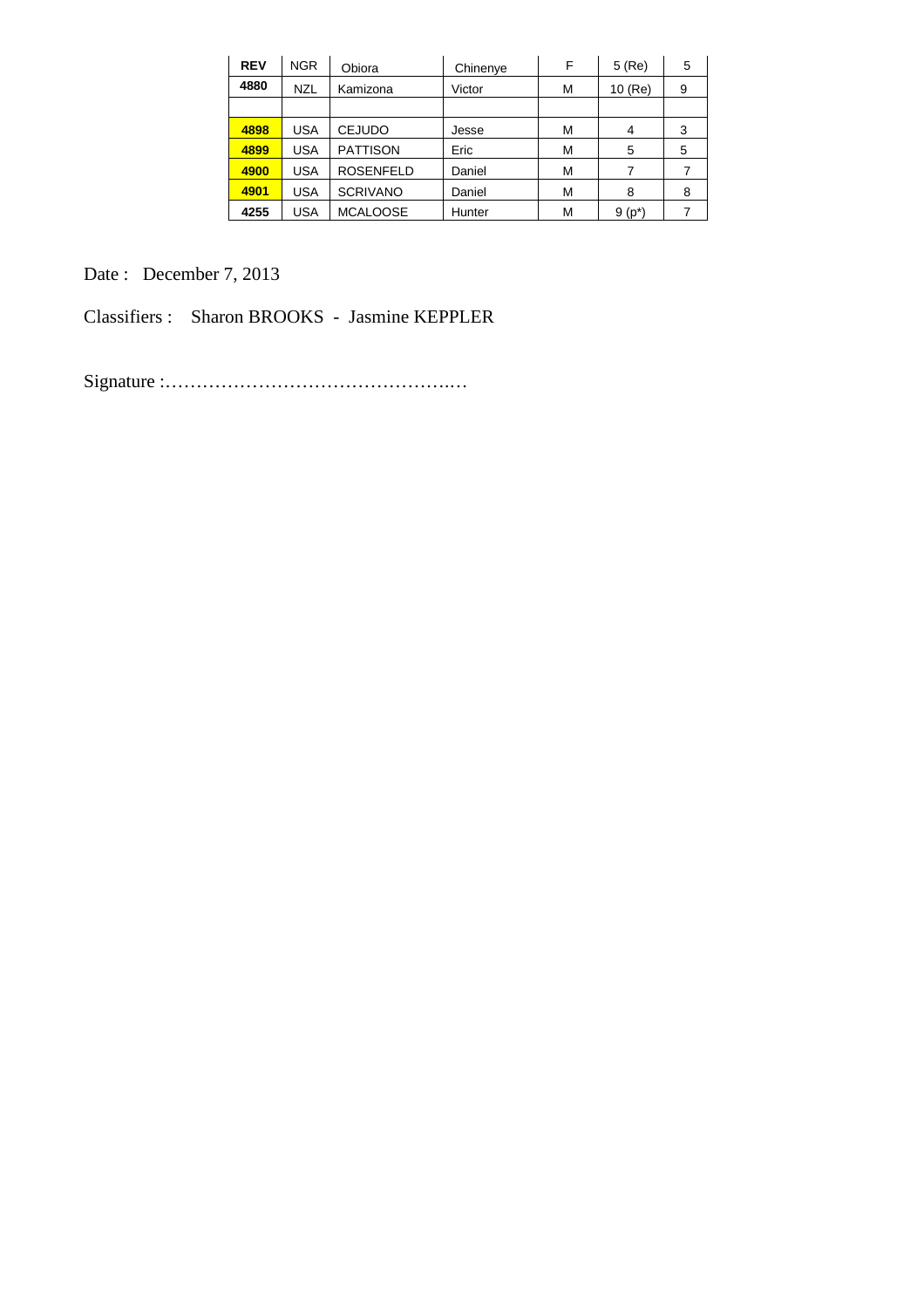| | | | | | | |
|---|---|---|---|---|---|---|
| **REV** | NGR | Obiora | Chinenye | F | 5 (Re) | 5 |
| **4880** | NZL | Kamizona | Victor | M | 10 (Re) | 9 |
| | | | | | | |
| **4898** | USA | CEJUDO | Jesse | M | 4 | 3 |
| **4899** | USA | PATTISON | Eric | M | 5 | 5 |
| **4900** | USA | ROSENFELD | Daniel | M | 7 | 7 |
| **4901** | USA | SCRIVANO | Daniel | M | 8 | 8 |
| **4255** | USA | MCALOOSE | Hunter | M | 9 (p*) | 7 |

Date : December 7, 2013

Classifiers : Sharon BROOKS - Jasmine KEPPLER

Signature :…………………………………….…